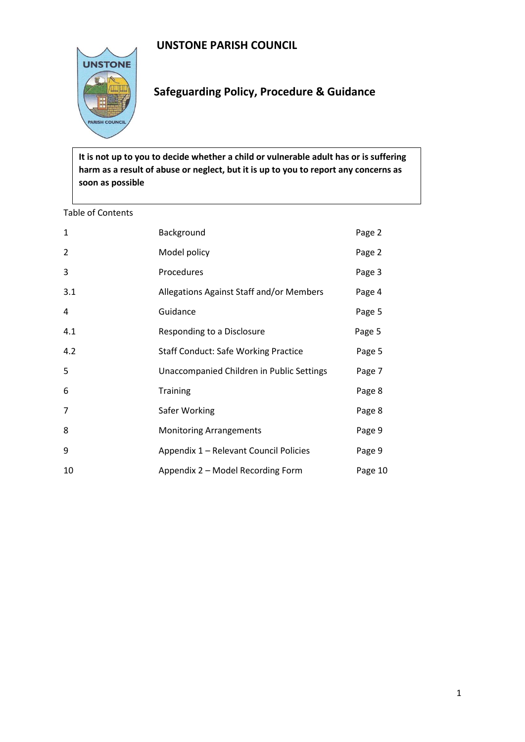# UNSTONE PARISH COUNCIL

## Safeguarding Policy, Procedure & Guidance

**It is not up to you to decide whether a child or vulnerable adult has or is suffering harm as a result of abuse or neglect, but it is up to you to report any concerns as soon as possible**

Table of Contents

| | | |
|---|---|---|
| 1 | Background | Page 2 |
| 2 | Model policy | Page 2 |
| 3 | Procedures | Page 3 |
| 3.1 | Allegations Against Staff and/or Members | Page 4 |
| 4 | Guidance | Page 5 |
| 4.1 | Responding to a Disclosure | Page 5 |
| 4.2 | Staff Conduct: Safe Working Practice | Page 5 |
| 5 | Unaccompanied Children in Public Settings | Page 7 |
| 6 | Training | Page 8 |
| 7 | Safer Working | Page 8 |
| 8 | Monitoring Arrangements | Page 9 |
| 9 | Appendix 1 – Relevant Council Policies | Page 9 |
| 10 | Appendix 2 – Model Recording Form | Page 10 |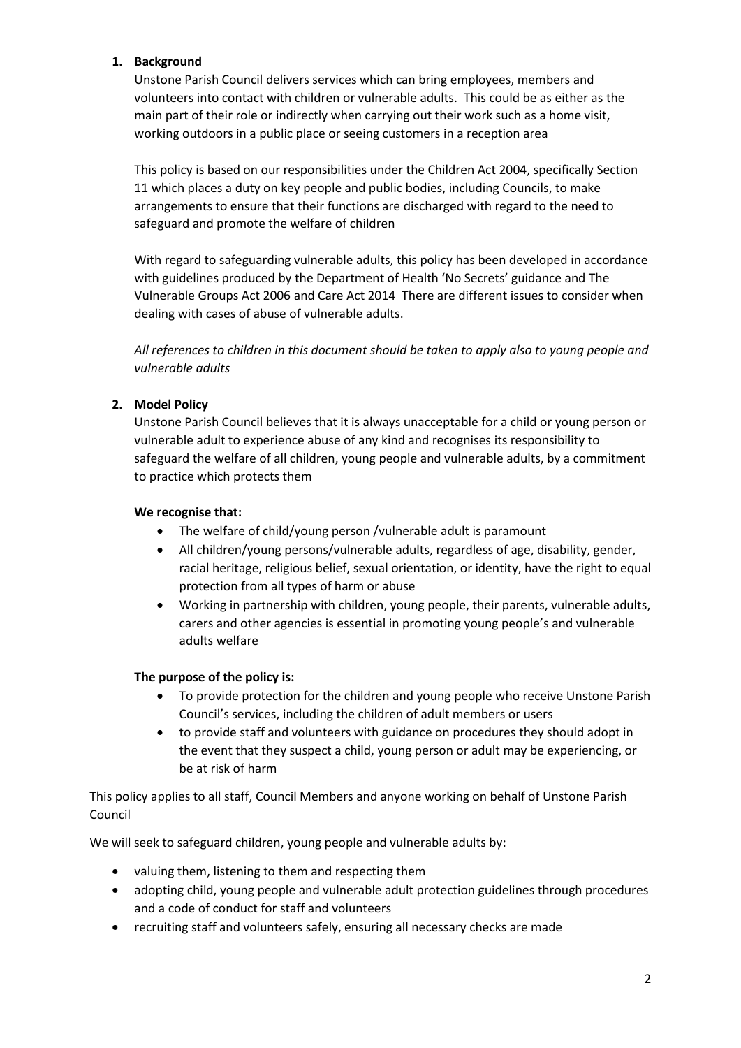## 1. Background

Unstone Parish Council delivers services which can bring employees, members and volunteers into contact with children or vulnerable adults. This could be as either as the main part of their role or indirectly when carrying out their work such as a home visit, working outdoors in a public place or seeing customers in a reception area

This policy is based on our responsibilities under the Children Act 2004, specifically Section 11 which places a duty on key people and public bodies, including Councils, to make arrangements to ensure that their functions are discharged with regard to the need to safeguard and promote the welfare of children

With regard to safeguarding vulnerable adults, this policy has been developed in accordance with guidelines produced by the Department of Health 'No Secrets' guidance and The Vulnerable Groups Act 2006 and Care Act 2014 There are different issues to consider when dealing with cases of abuse of vulnerable adults.

*All references to children in this document should be taken to apply also to young people and vulnerable adults*

## 2. Model Policy

Unstone Parish Council believes that it is always unacceptable for a child or young person or vulnerable adult to experience abuse of any kind and recognises its responsibility to safeguard the welfare of all children, young people and vulnerable adults, by a commitment to practice which protects them

**We recognise that:**

- The welfare of child/young person /vulnerable adult is paramount
- All children/young persons/vulnerable adults, regardless of age, disability, gender, racial heritage, religious belief, sexual orientation, or identity, have the right to equal protection from all types of harm or abuse
- Working in partnership with children, young people, their parents, vulnerable adults, carers and other agencies is essential in promoting young people's and vulnerable adults welfare

**The purpose of the policy is:**

- To provide protection for the children and young people who receive Unstone Parish Council's services, including the children of adult members or users
- to provide staff and volunteers with guidance on procedures they should adopt in the event that they suspect a child, young person or adult may be experiencing, or be at risk of harm

This policy applies to all staff, Council Members and anyone working on behalf of Unstone Parish Council

We will seek to safeguard children, young people and vulnerable adults by:

- valuing them, listening to them and respecting them
- adopting child, young people and vulnerable adult protection guidelines through procedures and a code of conduct for staff and volunteers
- recruiting staff and volunteers safely, ensuring all necessary checks are made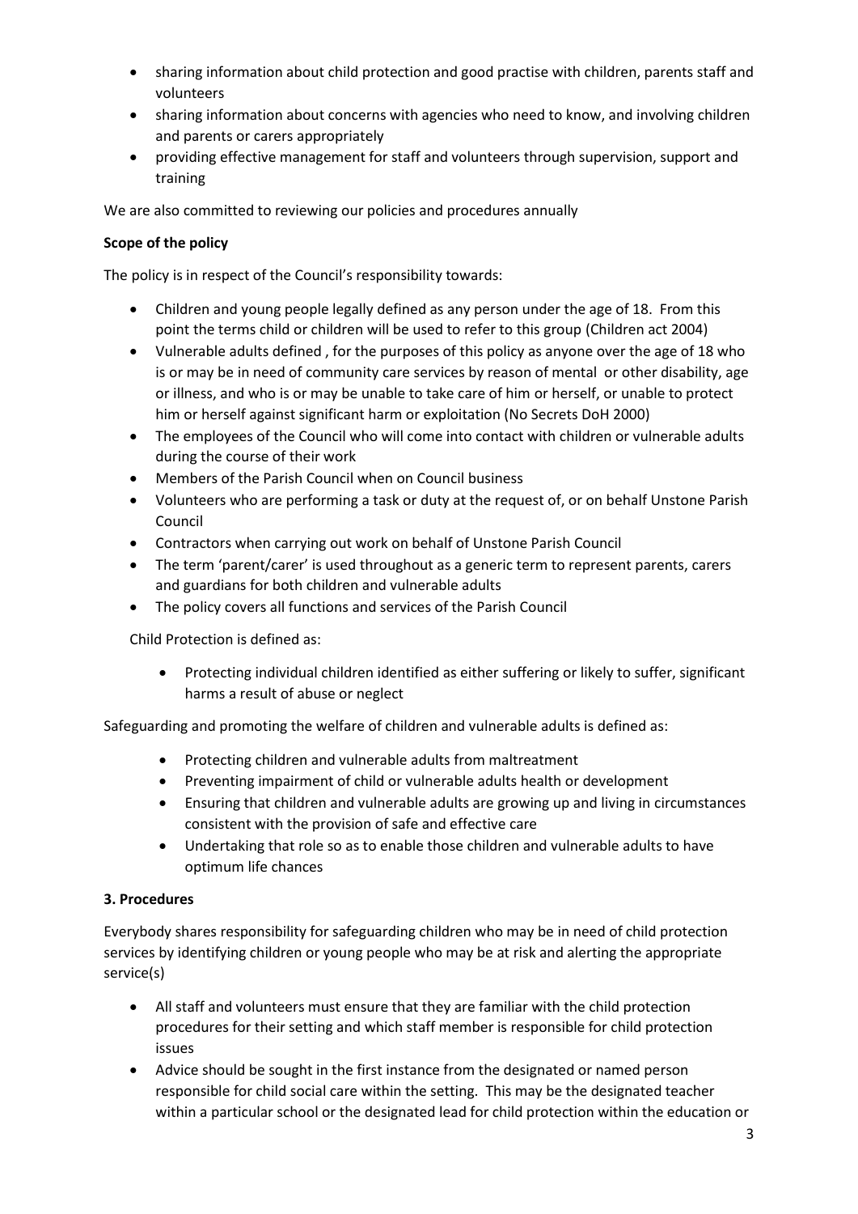- sharing information about child protection and good practise with children, parents staff and volunteers
- sharing information about concerns with agencies who need to know, and involving children and parents or carers appropriately
- providing effective management for staff and volunteers through supervision, support and training

We are also committed to reviewing our policies and procedures annually

**Scope of the policy**

The policy is in respect of the Council's responsibility towards:

- Children and young people legally defined as any person under the age of 18. From this point the terms child or children will be used to refer to this group (Children act 2004)
- Vulnerable adults defined , for the purposes of this policy as anyone over the age of 18 who is or may be in need of community care services by reason of mental or other disability, age or illness, and who is or may be unable to take care of him or herself, or unable to protect him or herself against significant harm or exploitation (No Secrets DoH 2000)
- The employees of the Council who will come into contact with children or vulnerable adults during the course of their work
- Members of the Parish Council when on Council business
- Volunteers who are performing a task or duty at the request of, or on behalf Unstone Parish Council
- Contractors when carrying out work on behalf of Unstone Parish Council
- The term 'parent/carer' is used throughout as a generic term to represent parents, carers and guardians for both children and vulnerable adults
- The policy covers all functions and services of the Parish Council

Child Protection is defined as:

- Protecting individual children identified as either suffering or likely to suffer, significant harms a result of abuse or neglect

Safeguarding and promoting the welfare of children and vulnerable adults is defined as:

- Protecting children and vulnerable adults from maltreatment
- Preventing impairment of child or vulnerable adults health or development
- Ensuring that children and vulnerable adults are growing up and living in circumstances consistent with the provision of safe and effective care
- Undertaking that role so as to enable those children and vulnerable adults to have optimum life chances

**3. Procedures**

Everybody shares responsibility for safeguarding children who may be in need of child protection services by identifying children or young people who may be at risk and alerting the appropriate service(s)

- All staff and volunteers must ensure that they are familiar with the child protection procedures for their setting and which staff member is responsible for child protection issues
- Advice should be sought in the first instance from the designated or named person responsible for child social care within the setting. This may be the designated teacher within a particular school or the designated lead for child protection within the education or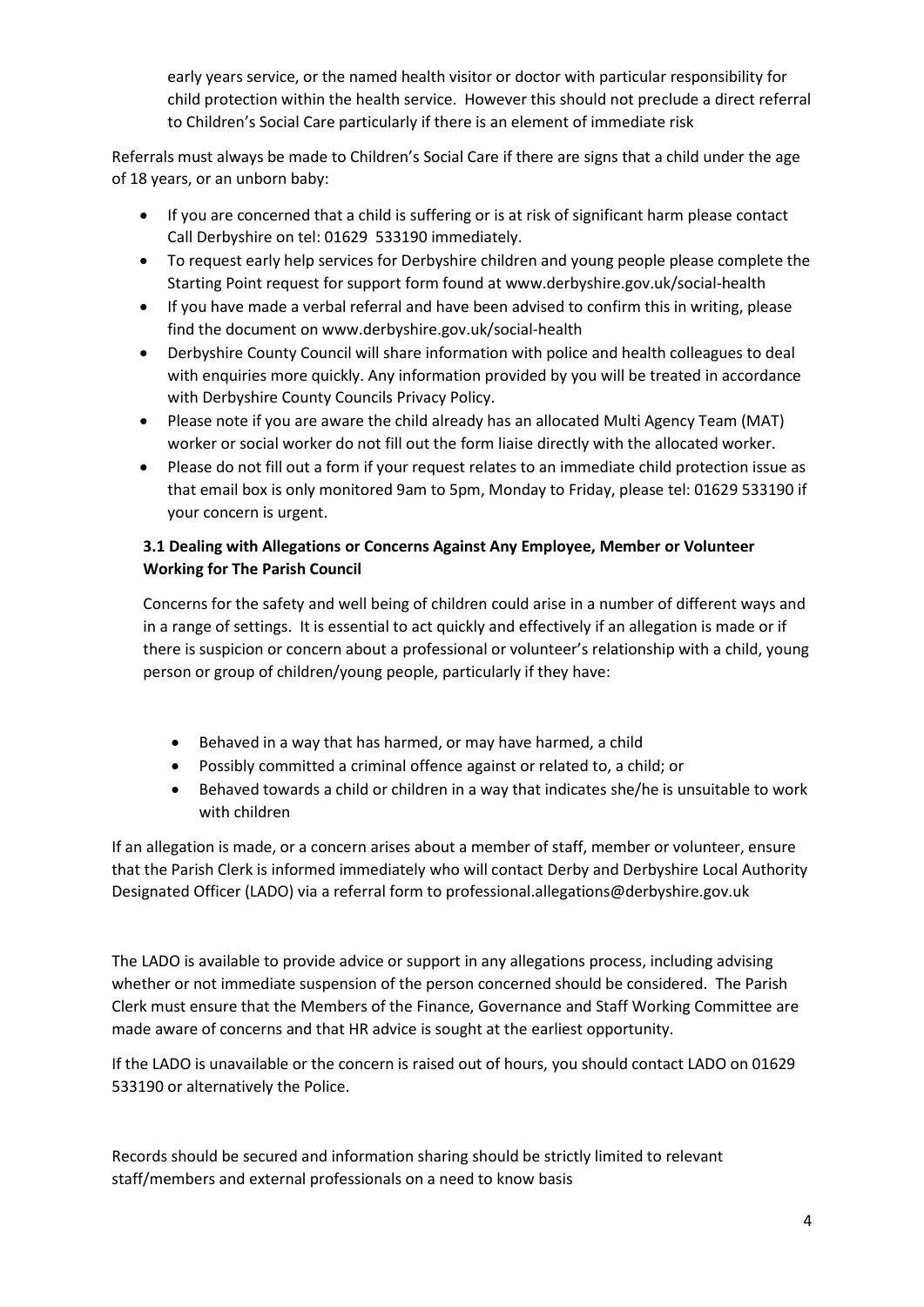early years service, or the named health visitor or doctor with particular responsibility for child protection within the health service. However this should not preclude a direct referral to Children's Social Care particularly if there is an element of immediate risk

Referrals must always be made to Children's Social Care if there are signs that a child under the age of 18 years, or an unborn baby:

- If you are concerned that a child is suffering or is at risk of significant harm please contact Call Derbyshire on tel: 01629 533190 immediately.
- To request early help services for Derbyshire children and young people please complete the Starting Point request for support form found at www.derbyshire.gov.uk/social-health
- If you have made a verbal referral and have been advised to confirm this in writing, please find the document on www.derbyshire.gov.uk/social-health
- Derbyshire County Council will share information with police and health colleagues to deal with enquiries more quickly. Any information provided by you will be treated in accordance with Derbyshire County Councils Privacy Policy.
- Please note if you are aware the child already has an allocated Multi Agency Team (MAT) worker or social worker do not fill out the form liaise directly with the allocated worker.
- Please do not fill out a form if your request relates to an immediate child protection issue as that email box is only monitored 9am to 5pm, Monday to Friday, please tel: 01629 533190 if your concern is urgent.

### 3.1 Dealing with Allegations or Concerns Against Any Employee, Member or Volunteer Working for The Parish Council

Concerns for the safety and well being of children could arise in a number of different ways and in a range of settings. It is essential to act quickly and effectively if an allegation is made or if there is suspicion or concern about a professional or volunteer's relationship with a child, young person or group of children/young people, particularly if they have:

- Behaved in a way that has harmed, or may have harmed, a child
- Possibly committed a criminal offence against or related to, a child; or
- Behaved towards a child or children in a way that indicates she/he is unsuitable to work with children

If an allegation is made, or a concern arises about a member of staff, member or volunteer, ensure that the Parish Clerk is informed immediately who will contact Derby and Derbyshire Local Authority Designated Officer (LADO) via a referral form to professional.allegations@derbyshire.gov.uk

The LADO is available to provide advice or support in any allegations process, including advising whether or not immediate suspension of the person concerned should be considered. The Parish Clerk must ensure that the Members of the Finance, Governance and Staff Working Committee are made aware of concerns and that HR advice is sought at the earliest opportunity.

If the LADO is unavailable or the concern is raised out of hours, you should contact LADO on 01629 533190 or alternatively the Police.

Records should be secured and information sharing should be strictly limited to relevant staff/members and external professionals on a need to know basis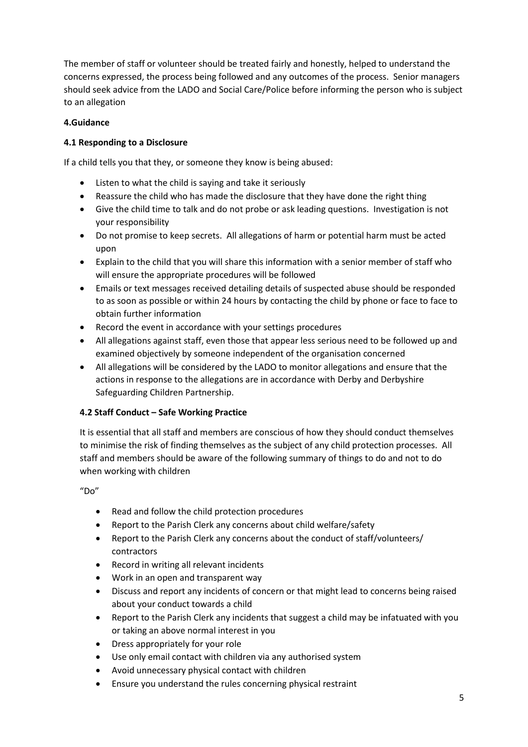The member of staff or volunteer should be treated fairly and honestly, helped to understand the concerns expressed, the process being followed and any outcomes of the process. Senior managers should seek advice from the LADO and Social Care/Police before informing the person who is subject to an allegation

**4.Guidance**

**4.1 Responding to a Disclosure**

If a child tells you that they, or someone they know is being abused:

- Listen to what the child is saying and take it seriously
- Reassure the child who has made the disclosure that they have done the right thing
- Give the child time to talk and do not probe or ask leading questions. Investigation is not your responsibility
- Do not promise to keep secrets. All allegations of harm or potential harm must be acted upon
- Explain to the child that you will share this information with a senior member of staff who will ensure the appropriate procedures will be followed
- Emails or text messages received detailing details of suspected abuse should be responded to as soon as possible or within 24 hours by contacting the child by phone or face to face to obtain further information
- Record the event in accordance with your settings procedures
- All allegations against staff, even those that appear less serious need to be followed up and examined objectively by someone independent of the organisation concerned
- All allegations will be considered by the LADO to monitor allegations and ensure that the actions in response to the allegations are in accordance with Derby and Derbyshire Safeguarding Children Partnership.

**4.2 Staff Conduct – Safe Working Practice**

It is essential that all staff and members are conscious of how they should conduct themselves to minimise the risk of finding themselves as the subject of any child protection processes. All staff and members should be aware of the following summary of things to do and not to do when working with children

"Do"

- Read and follow the child protection procedures
- Report to the Parish Clerk any concerns about child welfare/safety
- Report to the Parish Clerk any concerns about the conduct of staff/volunteers/ contractors
- Record in writing all relevant incidents
- Work in an open and transparent way
- Discuss and report any incidents of concern or that might lead to concerns being raised about your conduct towards a child
- Report to the Parish Clerk any incidents that suggest a child may be infatuated with you or taking an above normal interest in you
- Dress appropriately for your role
- Use only email contact with children via any authorised system
- Avoid unnecessary physical contact with children
- Ensure you understand the rules concerning physical restraint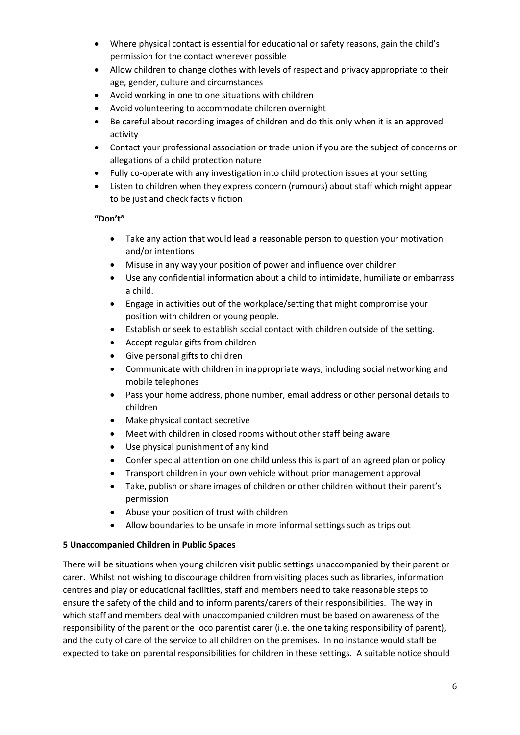- Where physical contact is essential for educational or safety reasons, gain the child's permission for the contact wherever possible
- Allow children to change clothes with levels of respect and privacy appropriate to their age, gender, culture and circumstances
- Avoid working in one to one situations with children
- Avoid volunteering to accommodate children overnight
- Be careful about recording images of children and do this only when it is an approved activity
- Contact your professional association or trade union if you are the subject of concerns or allegations of a child protection nature
- Fully co-operate with any investigation into child protection issues at your setting
- Listen to children when they express concern (rumours) about staff which might appear to be just and check facts v fiction

**"Don't"**

- Take any action that would lead a reasonable person to question your motivation and/or intentions
- Misuse in any way your position of power and influence over children
- Use any confidential information about a child to intimidate, humiliate or embarrass a child.
- Engage in activities out of the workplace/setting that might compromise your position with children or young people.
- Establish or seek to establish social contact with children outside of the setting.
- Accept regular gifts from children
- Give personal gifts to children
- Communicate with children in inappropriate ways, including social networking and mobile telephones
- Pass your home address, phone number, email address or other personal details to children
- Make physical contact secretive
- Meet with children in closed rooms without other staff being aware
- Use physical punishment of any kind
- Confer special attention on one child unless this is part of an agreed plan or policy
- Transport children in your own vehicle without prior management approval
- Take, publish or share images of children or other children without their parent's permission
- Abuse your position of trust with children
- Allow boundaries to be unsafe in more informal settings such as trips out

**5 Unaccompanied Children in Public Spaces**

There will be situations when young children visit public settings unaccompanied by their parent or carer. Whilst not wishing to discourage children from visiting places such as libraries, information centres and play or educational facilities, staff and members need to take reasonable steps to ensure the safety of the child and to inform parents/carers of their responsibilities. The way in which staff and members deal with unaccompanied children must be based on awareness of the responsibility of the parent or the loco parentist carer (i.e. the one taking responsibility of parent), and the duty of care of the service to all children on the premises. In no instance would staff be expected to take on parental responsibilities for children in these settings. A suitable notice should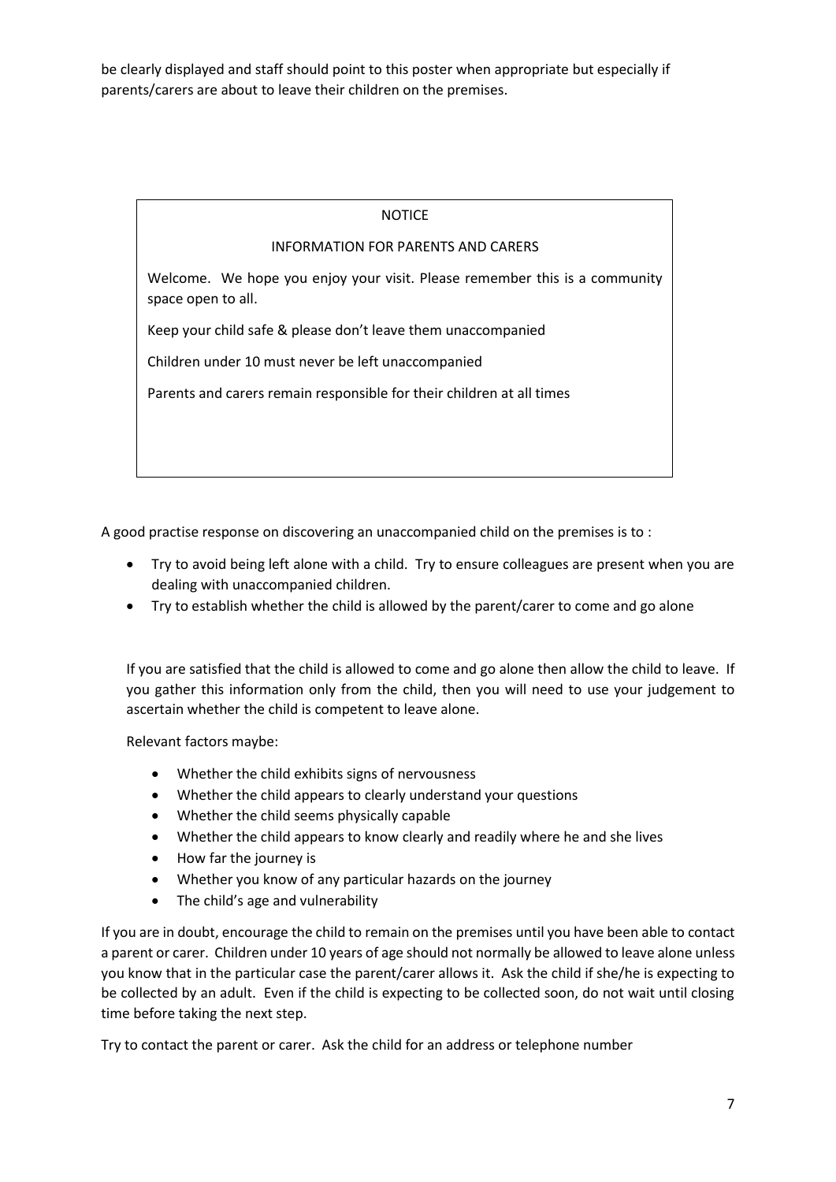be clearly displayed and staff should point to this poster when appropriate but especially if parents/carers are about to leave their children on the premises.

> NOTICE
>
> INFORMATION FOR PARENTS AND CARERS
>
> Welcome. We hope you enjoy your visit. Please remember this is a community space open to all.
>
> Keep your child safe & please don't leave them unaccompanied
>
> Children under 10 must never be left unaccompanied
>
> Parents and carers remain responsible for their children at all times

A good practise response on discovering an unaccompanied child on the premises is to :

- Try to avoid being left alone with a child. Try to ensure colleagues are present when you are dealing with unaccompanied children.
- Try to establish whether the child is allowed by the parent/carer to come and go alone

If you are satisfied that the child is allowed to come and go alone then allow the child to leave. If you gather this information only from the child, then you will need to use your judgement to ascertain whether the child is competent to leave alone.

Relevant factors maybe:

- Whether the child exhibits signs of nervousness
- Whether the child appears to clearly understand your questions
- Whether the child seems physically capable
- Whether the child appears to know clearly and readily where he and she lives
- How far the journey is
- Whether you know of any particular hazards on the journey
- The child's age and vulnerability

If you are in doubt, encourage the child to remain on the premises until you have been able to contact a parent or carer. Children under 10 years of age should not normally be allowed to leave alone unless you know that in the particular case the parent/carer allows it. Ask the child if she/he is expecting to be collected by an adult. Even if the child is expecting to be collected soon, do not wait until closing time before taking the next step.

Try to contact the parent or carer. Ask the child for an address or telephone number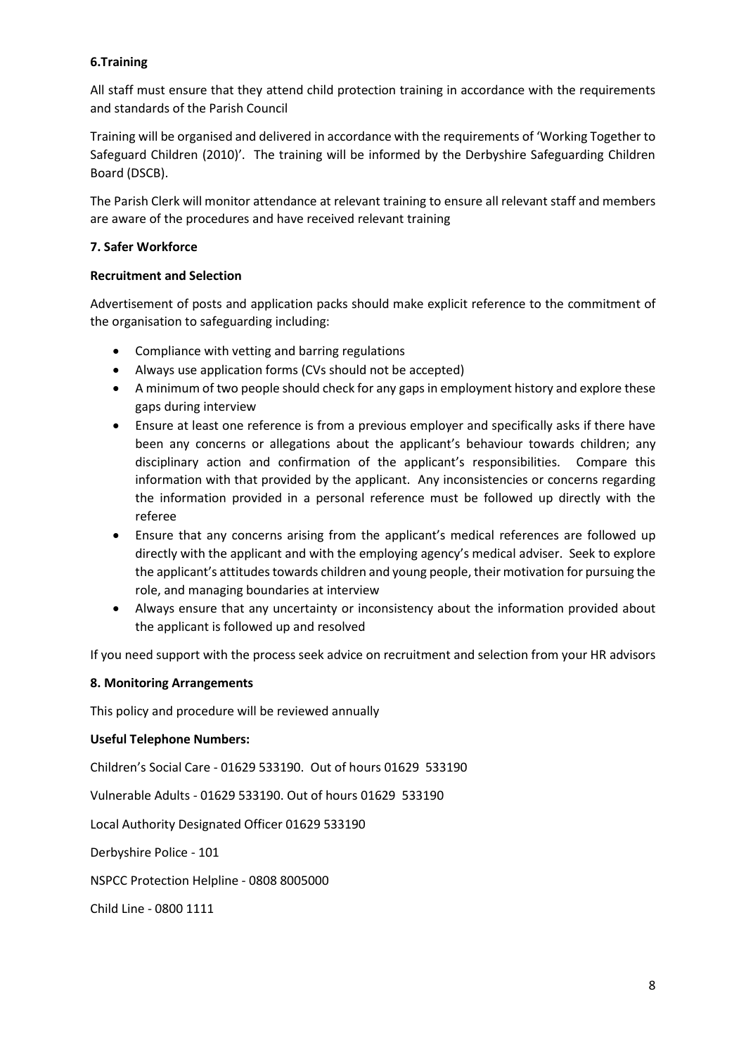## 6.Training

All staff must ensure that they attend child protection training in accordance with the requirements and standards of the Parish Council

Training will be organised and delivered in accordance with the requirements of 'Working Together to Safeguard Children (2010)'. The training will be informed by the Derbyshire Safeguarding Children Board (DSCB).

The Parish Clerk will monitor attendance at relevant training to ensure all relevant staff and members are aware of the procedures and have received relevant training

## 7. Safer Workforce

### Recruitment and Selection

Advertisement of posts and application packs should make explicit reference to the commitment of the organisation to safeguarding including:

- Compliance with vetting and barring regulations
- Always use application forms (CVs should not be accepted)
- A minimum of two people should check for any gaps in employment history and explore these gaps during interview
- Ensure at least one reference is from a previous employer and specifically asks if there have been any concerns or allegations about the applicant's behaviour towards children; any disciplinary action and confirmation of the applicant's responsibilities. Compare this information with that provided by the applicant. Any inconsistencies or concerns regarding the information provided in a personal reference must be followed up directly with the referee
- Ensure that any concerns arising from the applicant's medical references are followed up directly with the applicant and with the employing agency's medical adviser. Seek to explore the applicant's attitudes towards children and young people, their motivation for pursuing the role, and managing boundaries at interview
- Always ensure that any uncertainty or inconsistency about the information provided about the applicant is followed up and resolved

If you need support with the process seek advice on recruitment and selection from your HR advisors

## 8. Monitoring Arrangements

This policy and procedure will be reviewed annually

**Useful Telephone Numbers:**

Children's Social Care - 01629 533190. Out of hours 01629 533190

Vulnerable Adults - 01629 533190. Out of hours 01629 533190

Local Authority Designated Officer 01629 533190

Derbyshire Police - 101

NSPCC Protection Helpline - 0808 8005000

Child Line - 0800 1111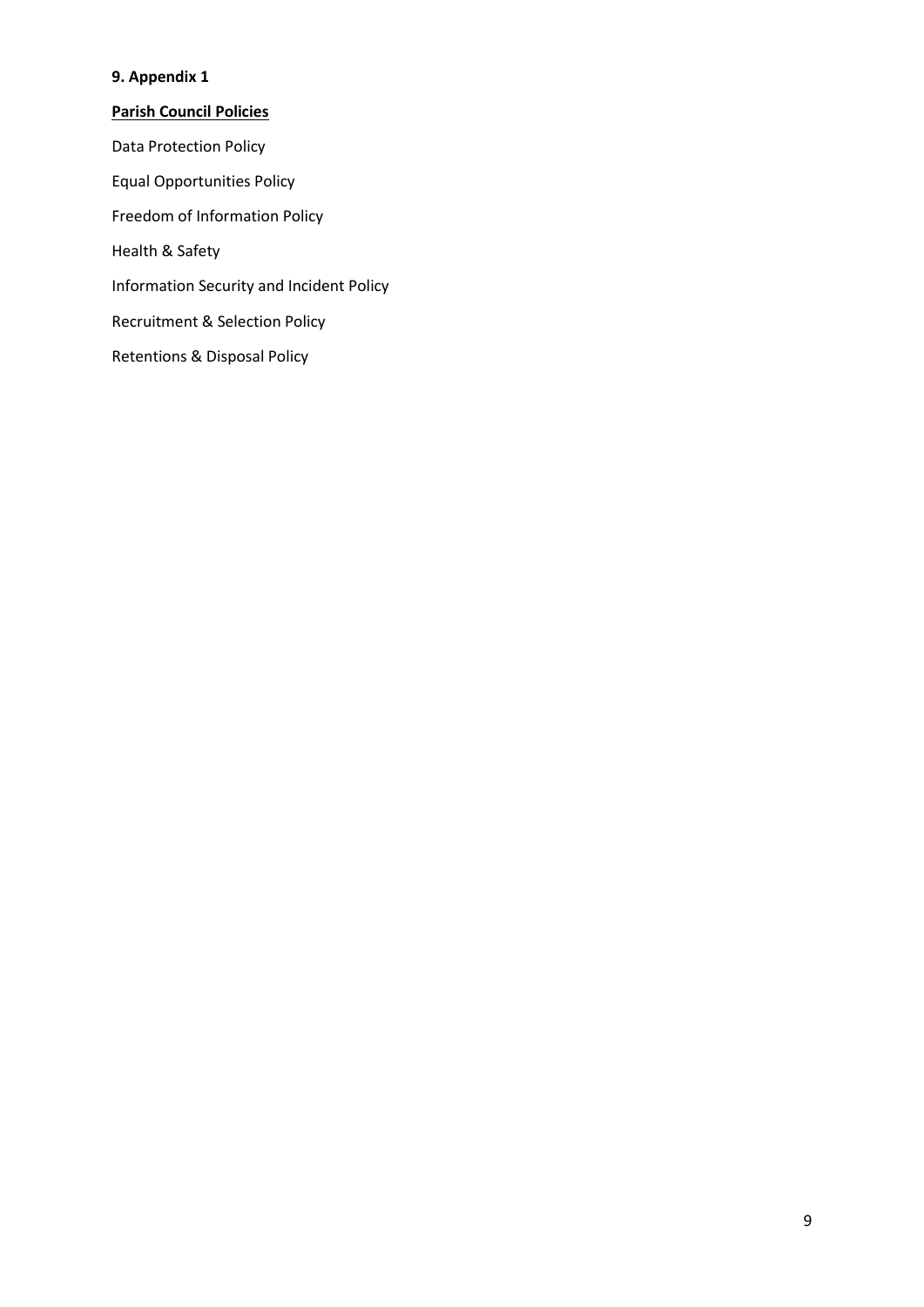**9. Appendix 1**

**Parish Council Policies**

Data Protection Policy

Equal Opportunities Policy

Freedom of Information Policy

Health & Safety

Information Security and Incident Policy

Recruitment & Selection Policy

Retentions & Disposal Policy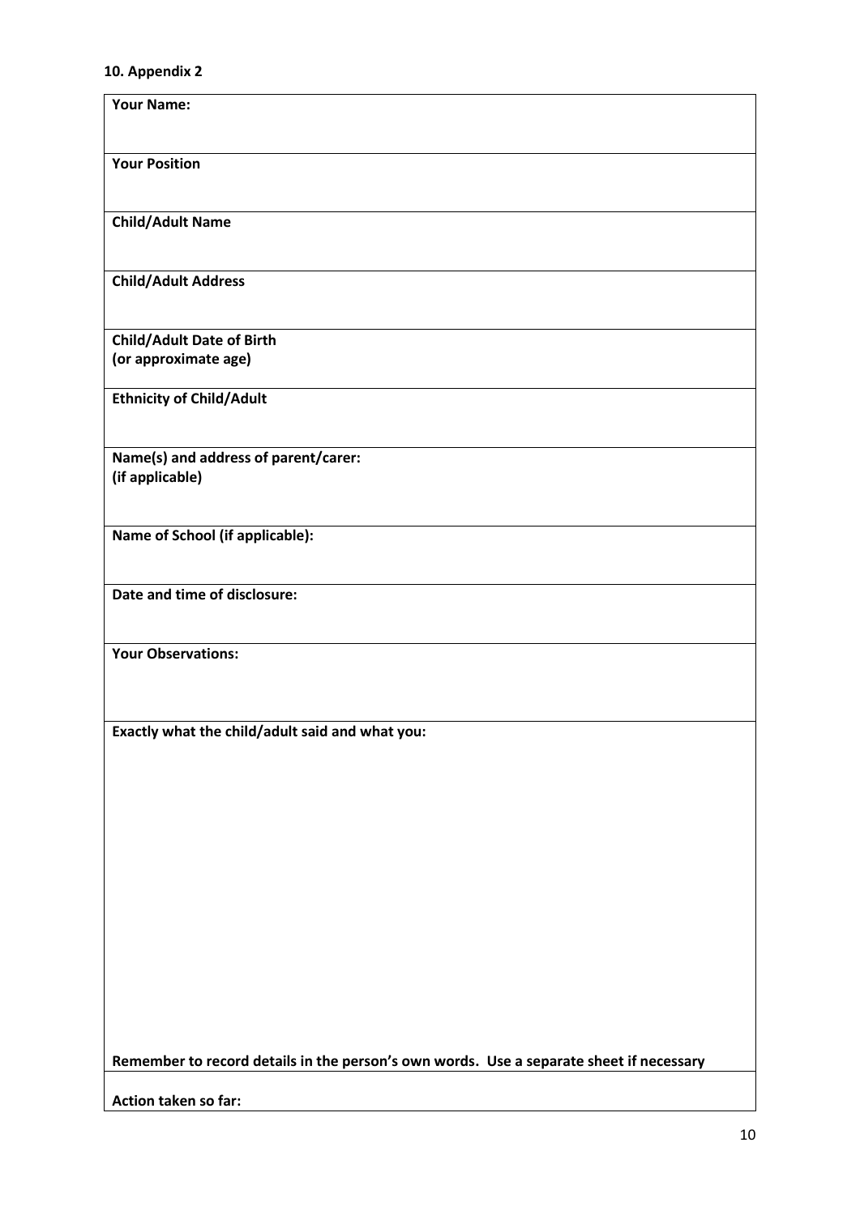**10. Appendix 2**

| **Your Name:** |
|---|
| **Your Position** |
| **Child/Adult Name** |
| **Child/Adult Address** |
| **Child/Adult Date of Birth**<br>**(or approximate age)** |
| **Ethnicity of Child/Adult** |
| **Name(s) and address of parent/carer:**<br>**(if applicable)** |
| **Name of School (if applicable):** |
| **Date and time of disclosure:** |
| **Your Observations:** |
| **Exactly what the child/adult said and what you:**<br><br><br><br><br>**Remember to record details in the person's own words. Use a separate sheet if necessary** |
| **Action taken so far:** |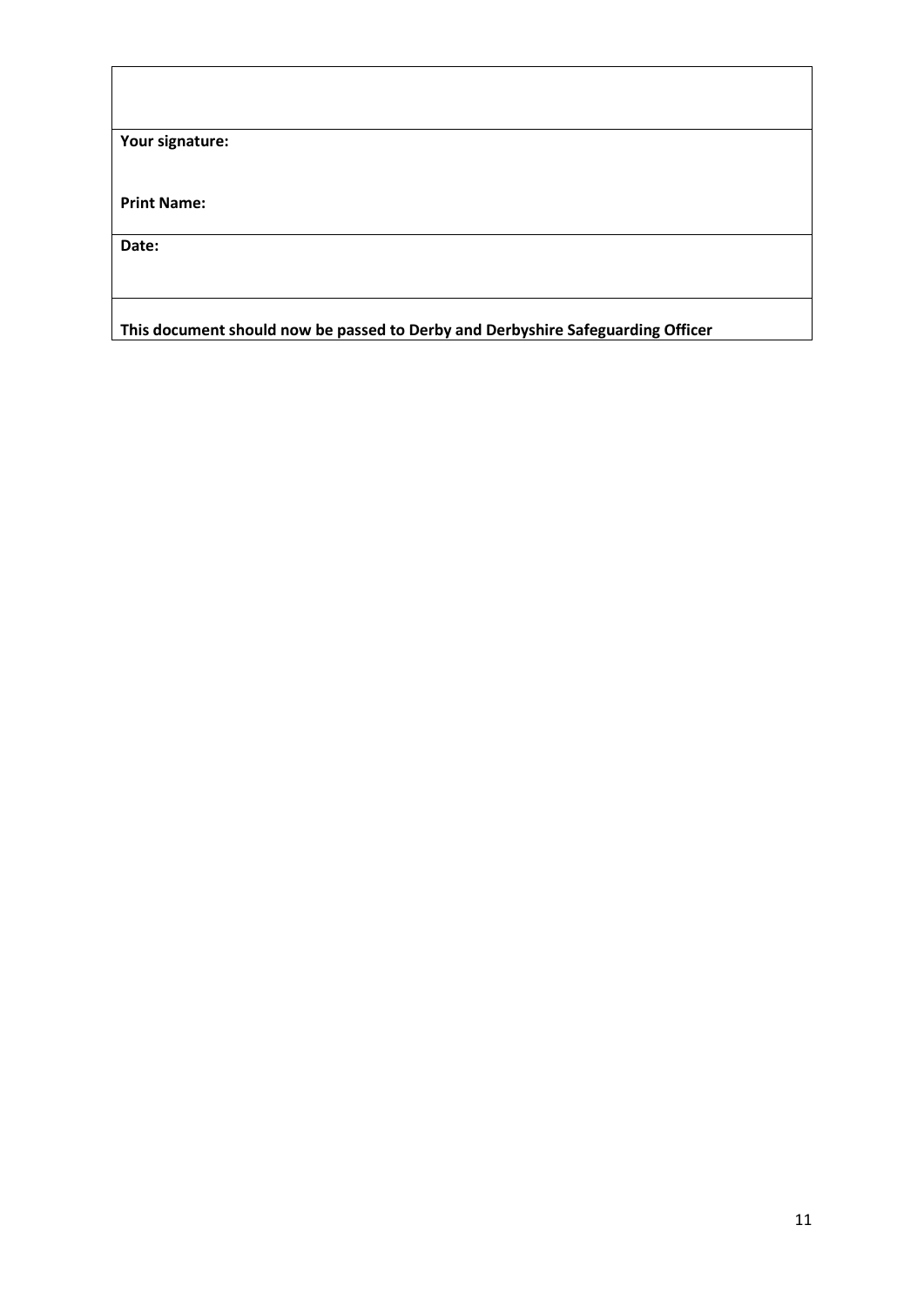| |
|---|
| |
| **Your signature:**<br><br>**Print Name:** |
| **Date:** |
| **This document should now be passed to Derby and Derbyshire Safeguarding Officer** |